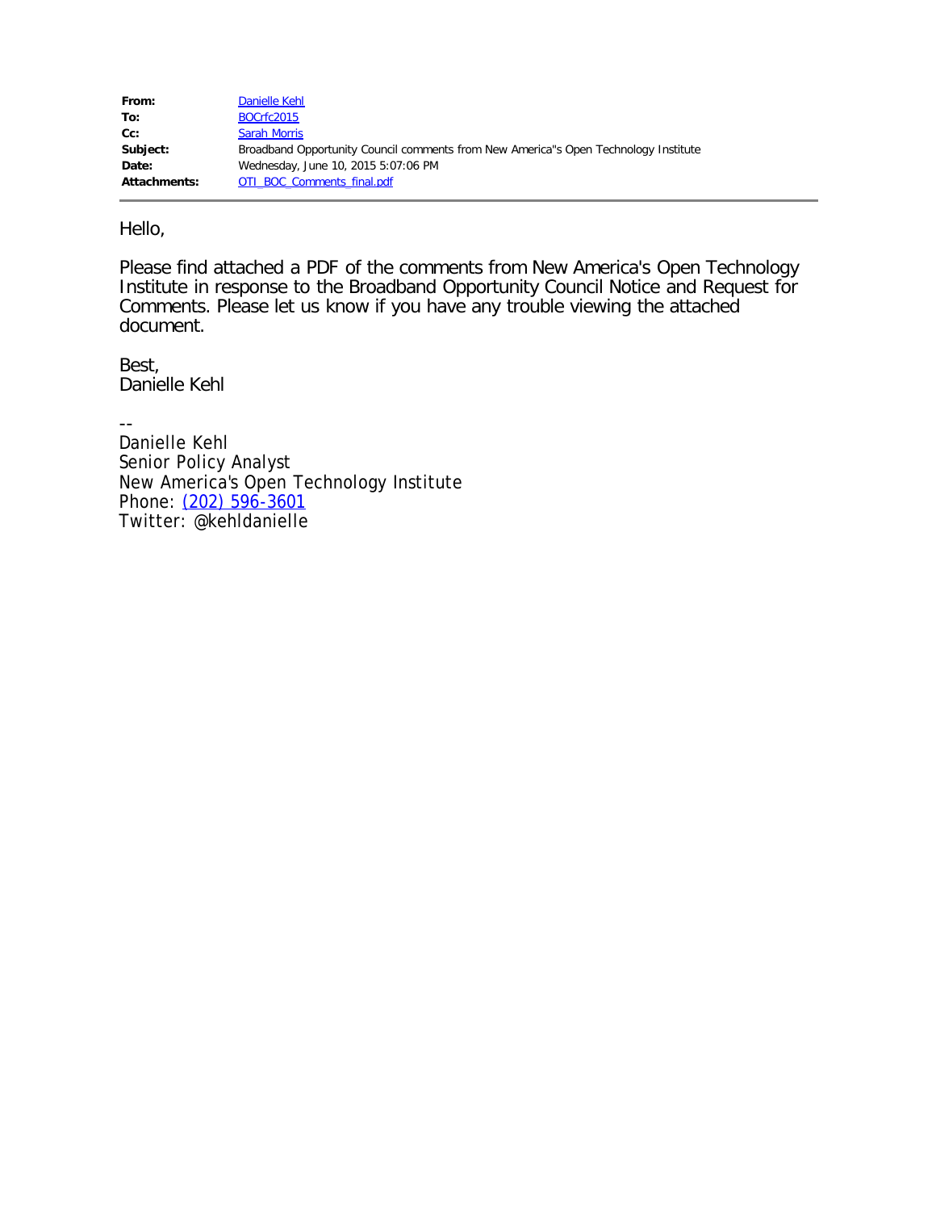**From:** Danielle Kehl
**To:** BOCrfc2015
**Cc:** Sarah Morris
**Subject:** Broadband Opportunity Council comments from New America''s Open Technology Institute
**Date:** Wednesday, June 10, 2015 5:07:06 PM
**Attachments:** OTI_BOC_Comments_final.pdf

Hello,

Please find attached a PDF of the comments from New America's Open Technology Institute in response to the Broadband Opportunity Council Notice and Request for Comments. Please let us know if you have any trouble viewing the attached document.

Best,
Danielle Kehl

--
Danielle Kehl
Senior Policy Analyst
New America's Open Technology Institute
Phone: (202) 596-3601
Twitter: @kehldanielle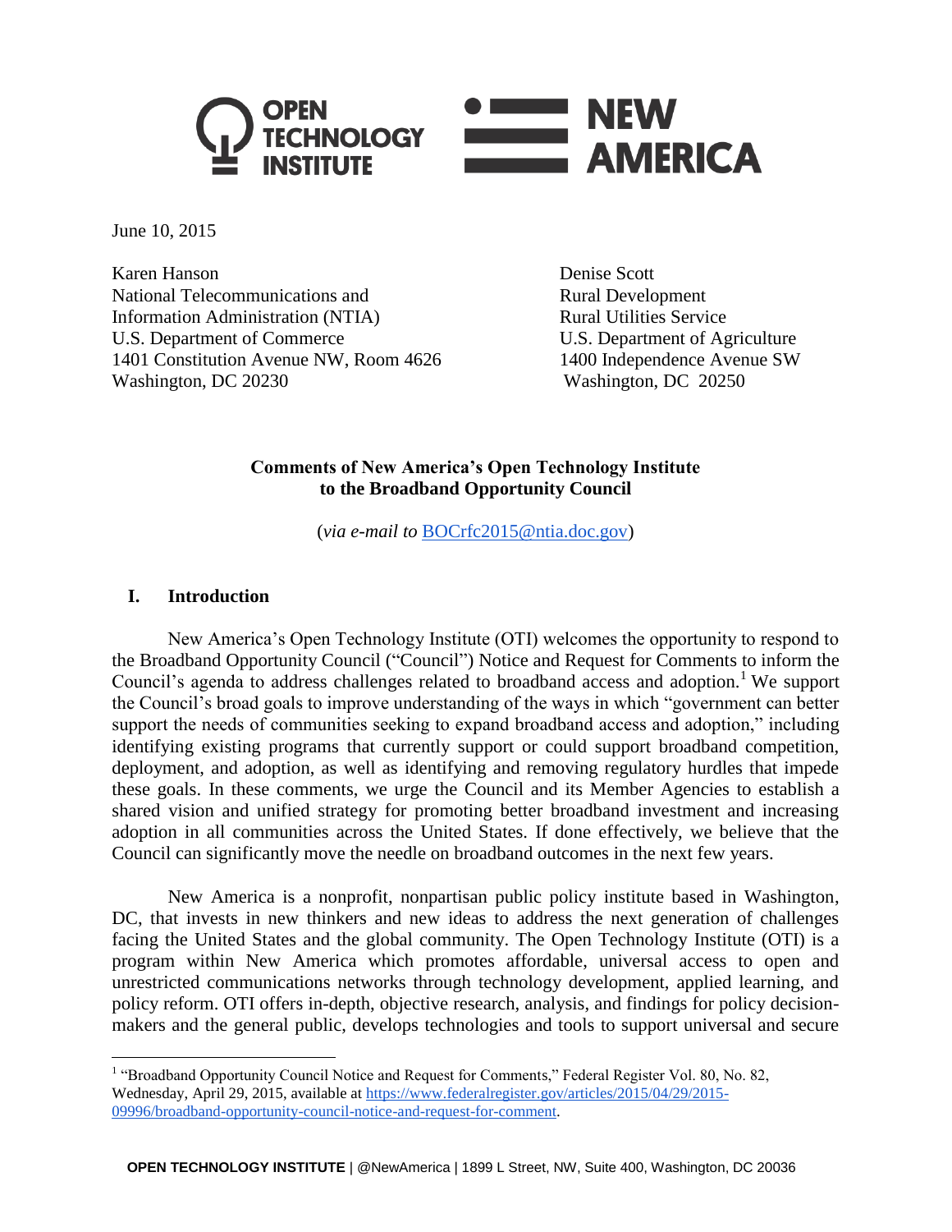June 10, 2015

Karen Hanson
National Telecommunications and
Information Administration (NTIA)
U.S. Department of Commerce
1401 Constitution Avenue NW, Room 4626
Washington, DC 20230

Denise Scott
Rural Development
Rural Utilities Service
U.S. Department of Agriculture
1400 Independence Avenue SW
Washington, DC 20250

**Comments of New America's Open Technology Institute**
**to the Broadband Opportunity Council**

(*via e-mail to* BOCrfc2015@ntia.doc.gov)

## I. Introduction

New America's Open Technology Institute (OTI) welcomes the opportunity to respond to the Broadband Opportunity Council ("Council") Notice and Request for Comments to inform the Council's agenda to address challenges related to broadband access and adoption.[1] We support the Council's broad goals to improve understanding of the ways in which "government can better support the needs of communities seeking to expand broadband access and adoption," including identifying existing programs that currently support or could support broadband competition, deployment, and adoption, as well as identifying and removing regulatory hurdles that impede these goals. In these comments, we urge the Council and its Member Agencies to establish a shared vision and unified strategy for promoting better broadband investment and increasing adoption in all communities across the United States. If done effectively, we believe that the Council can significantly move the needle on broadband outcomes in the next few years.

New America is a nonprofit, nonpartisan public policy institute based in Washington, DC, that invests in new thinkers and new ideas to address the next generation of challenges facing the United States and the global community. The Open Technology Institute (OTI) is a program within New America which promotes affordable, universal access to open and unrestricted communications networks through technology development, applied learning, and policy reform. OTI offers in-depth, objective research, analysis, and findings for policy decision-makers and the general public, develops technologies and tools to support universal and secure

---

[1] "Broadband Opportunity Council Notice and Request for Comments," Federal Register Vol. 80, No. 82, Wednesday, April 29, 2015, available at https://www.federalregister.gov/articles/2015/04/29/2015-09996/broadband-opportunity-council-notice-and-request-for-comment.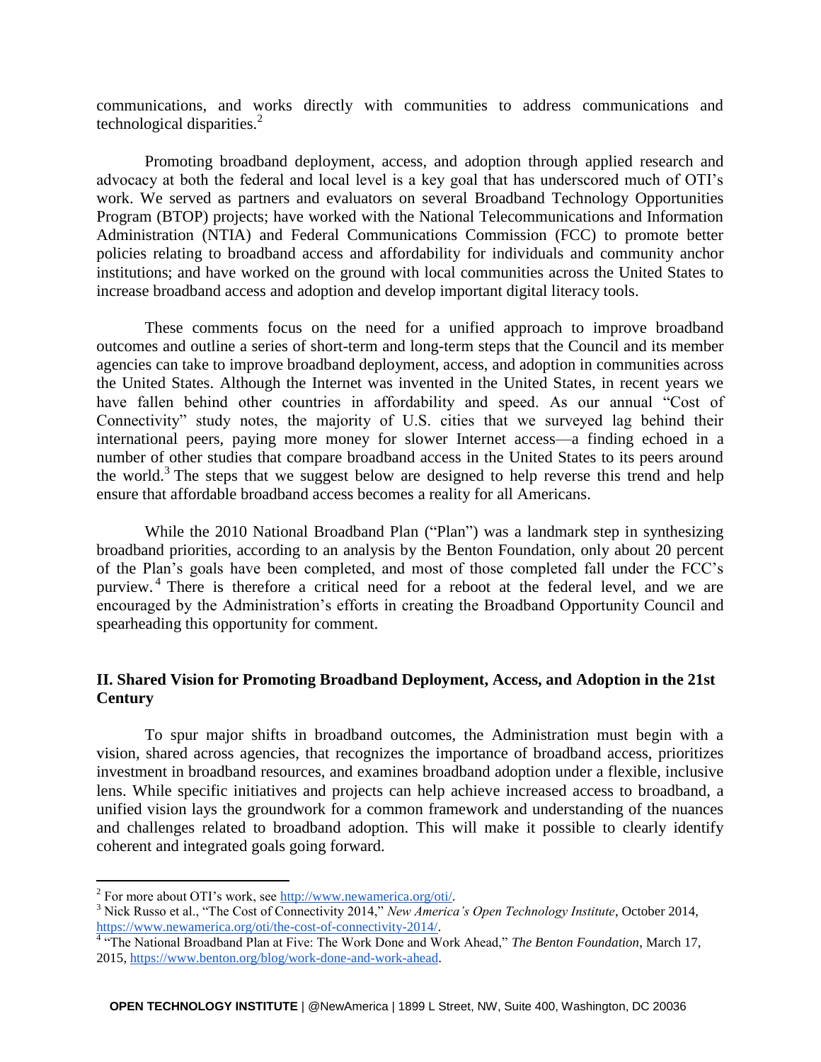communications, and works directly with communities to address communications and technological disparities.[2]

Promoting broadband deployment, access, and adoption through applied research and advocacy at both the federal and local level is a key goal that has underscored much of OTI's work. We served as partners and evaluators on several Broadband Technology Opportunities Program (BTOP) projects; have worked with the National Telecommunications and Information Administration (NTIA) and Federal Communications Commission (FCC) to promote better policies relating to broadband access and affordability for individuals and community anchor institutions; and have worked on the ground with local communities across the United States to increase broadband access and adoption and develop important digital literacy tools.

These comments focus on the need for a unified approach to improve broadband outcomes and outline a series of short-term and long-term steps that the Council and its member agencies can take to improve broadband deployment, access, and adoption in communities across the United States. Although the Internet was invented in the United States, in recent years we have fallen behind other countries in affordability and speed. As our annual "Cost of Connectivity" study notes, the majority of U.S. cities that we surveyed lag behind their international peers, paying more money for slower Internet access—a finding echoed in a number of other studies that compare broadband access in the United States to its peers around the world.[3] The steps that we suggest below are designed to help reverse this trend and help ensure that affordable broadband access becomes a reality for all Americans.

While the 2010 National Broadband Plan ("Plan") was a landmark step in synthesizing broadband priorities, according to an analysis by the Benton Foundation, only about 20 percent of the Plan's goals have been completed, and most of those completed fall under the FCC's purview.[4] There is therefore a critical need for a reboot at the federal level, and we are encouraged by the Administration's efforts in creating the Broadband Opportunity Council and spearheading this opportunity for comment.

## II. Shared Vision for Promoting Broadband Deployment, Access, and Adoption in the 21st Century

To spur major shifts in broadband outcomes, the Administration must begin with a vision, shared across agencies, that recognizes the importance of broadband access, prioritizes investment in broadband resources, and examines broadband adoption under a flexible, inclusive lens. While specific initiatives and projects can help achieve increased access to broadband, a unified vision lays the groundwork for a common framework and understanding of the nuances and challenges related to broadband adoption. This will make it possible to clearly identify coherent and integrated goals going forward.

---

[2] For more about OTI's work, see http://www.newamerica.org/oti/.

[3] Nick Russo et al., "The Cost of Connectivity 2014," *New America's Open Technology Institute*, October 2014, https://www.newamerica.org/oti/the-cost-of-connectivity-2014/.

[4] "The National Broadband Plan at Five: The Work Done and Work Ahead," *The Benton Foundation*, March 17, 2015, https://www.benton.org/blog/work-done-and-work-ahead.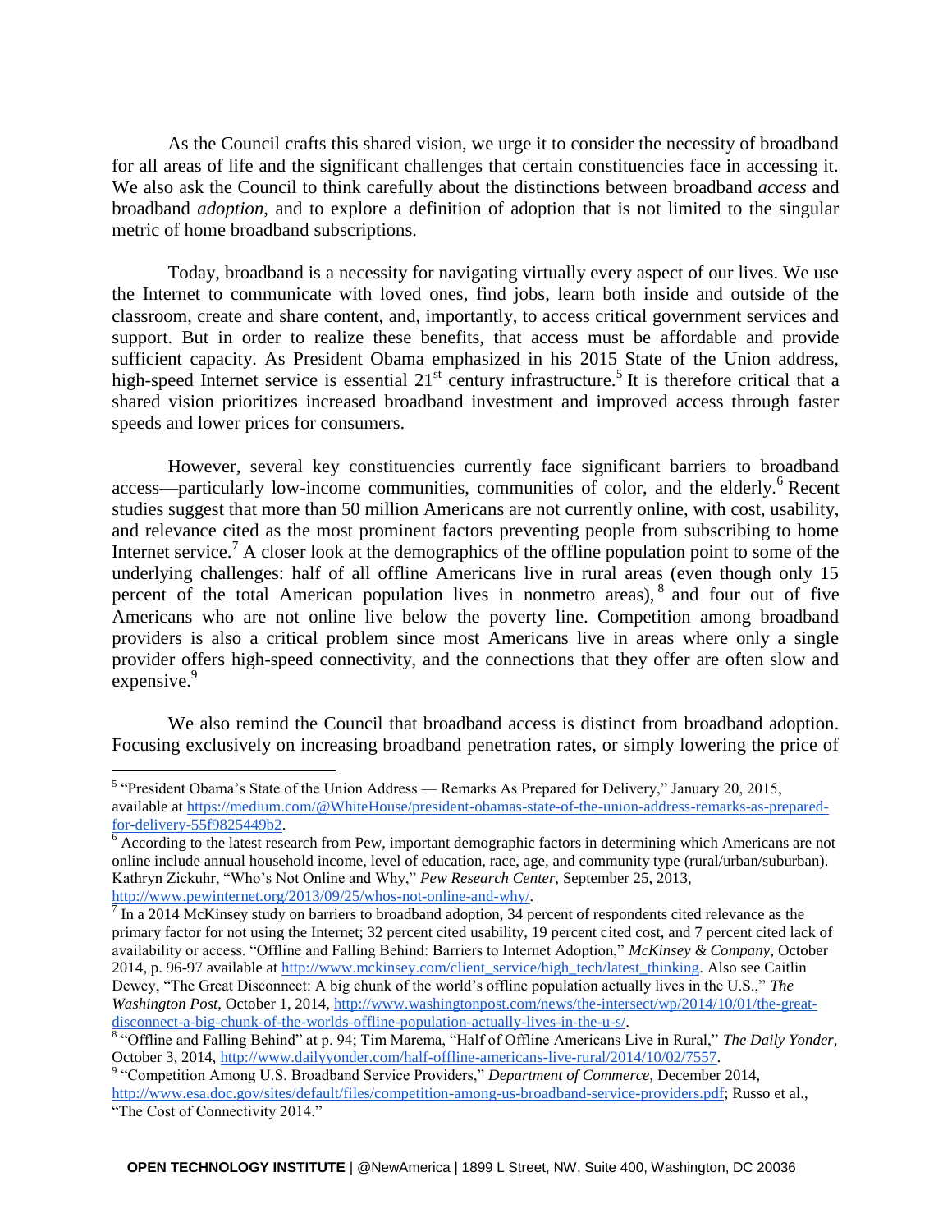As the Council crafts this shared vision, we urge it to consider the necessity of broadband for all areas of life and the significant challenges that certain constituencies face in accessing it. We also ask the Council to think carefully about the distinctions between broadband *access* and broadband *adoption*, and to explore a definition of adoption that is not limited to the singular metric of home broadband subscriptions.

Today, broadband is a necessity for navigating virtually every aspect of our lives. We use the Internet to communicate with loved ones, find jobs, learn both inside and outside of the classroom, create and share content, and, importantly, to access critical government services and support. But in order to realize these benefits, that access must be affordable and provide sufficient capacity. As President Obama emphasized in his 2015 State of the Union address, high-speed Internet service is essential 21st century infrastructure.[5] It is therefore critical that a shared vision prioritizes increased broadband investment and improved access through faster speeds and lower prices for consumers.

However, several key constituencies currently face significant barriers to broadband access—particularly low-income communities, communities of color, and the elderly.[6] Recent studies suggest that more than 50 million Americans are not currently online, with cost, usability, and relevance cited as the most prominent factors preventing people from subscribing to home Internet service.[7] A closer look at the demographics of the offline population point to some of the underlying challenges: half of all offline Americans live in rural areas (even though only 15 percent of the total American population lives in nonmetro areas),[8] and four out of five Americans who are not online live below the poverty line. Competition among broadband providers is also a critical problem since most Americans live in areas where only a single provider offers high-speed connectivity, and the connections that they offer are often slow and expensive.[9]

We also remind the Council that broadband access is distinct from broadband adoption. Focusing exclusively on increasing broadband penetration rates, or simply lowering the price of

---

[5] "President Obama's State of the Union Address — Remarks As Prepared for Delivery," January 20, 2015, available at https://medium.com/@WhiteHouse/president-obamas-state-of-the-union-address-remarks-as-prepared-for-delivery-55f9825449b2.

[6] According to the latest research from Pew, important demographic factors in determining which Americans are not online include annual household income, level of education, race, age, and community type (rural/urban/suburban). Kathryn Zickuhr, "Who's Not Online and Why," *Pew Research Center*, September 25, 2013, http://www.pewinternet.org/2013/09/25/whos-not-online-and-why/.

[7] In a 2014 McKinsey study on barriers to broadband adoption, 34 percent of respondents cited relevance as the primary factor for not using the Internet; 32 percent cited usability, 19 percent cited cost, and 7 percent cited lack of availability or access. "Offline and Falling Behind: Barriers to Internet Adoption," *McKinsey & Company*, October 2014, p. 96-97 available at http://www.mckinsey.com/client_service/high_tech/latest_thinking. Also see Caitlin Dewey, "The Great Disconnect: A big chunk of the world's offline population actually lives in the U.S.," *The Washington Post*, October 1, 2014, http://www.washingtonpost.com/news/the-intersect/wp/2014/10/01/the-great-disconnect-a-big-chunk-of-the-worlds-offline-population-actually-lives-in-the-u-s/.

[8] "Offline and Falling Behind" at p. 94; Tim Marema, "Half of Offline Americans Live in Rural," *The Daily Yonder*, October 3, 2014, http://www.dailyyonder.com/half-offline-americans-live-rural/2014/10/02/7557.

[9] "Competition Among U.S. Broadband Service Providers," *Department of Commerce*, December 2014, http://www.esa.doc.gov/sites/default/files/competition-among-us-broadband-service-providers.pdf; Russo et al., "The Cost of Connectivity 2014."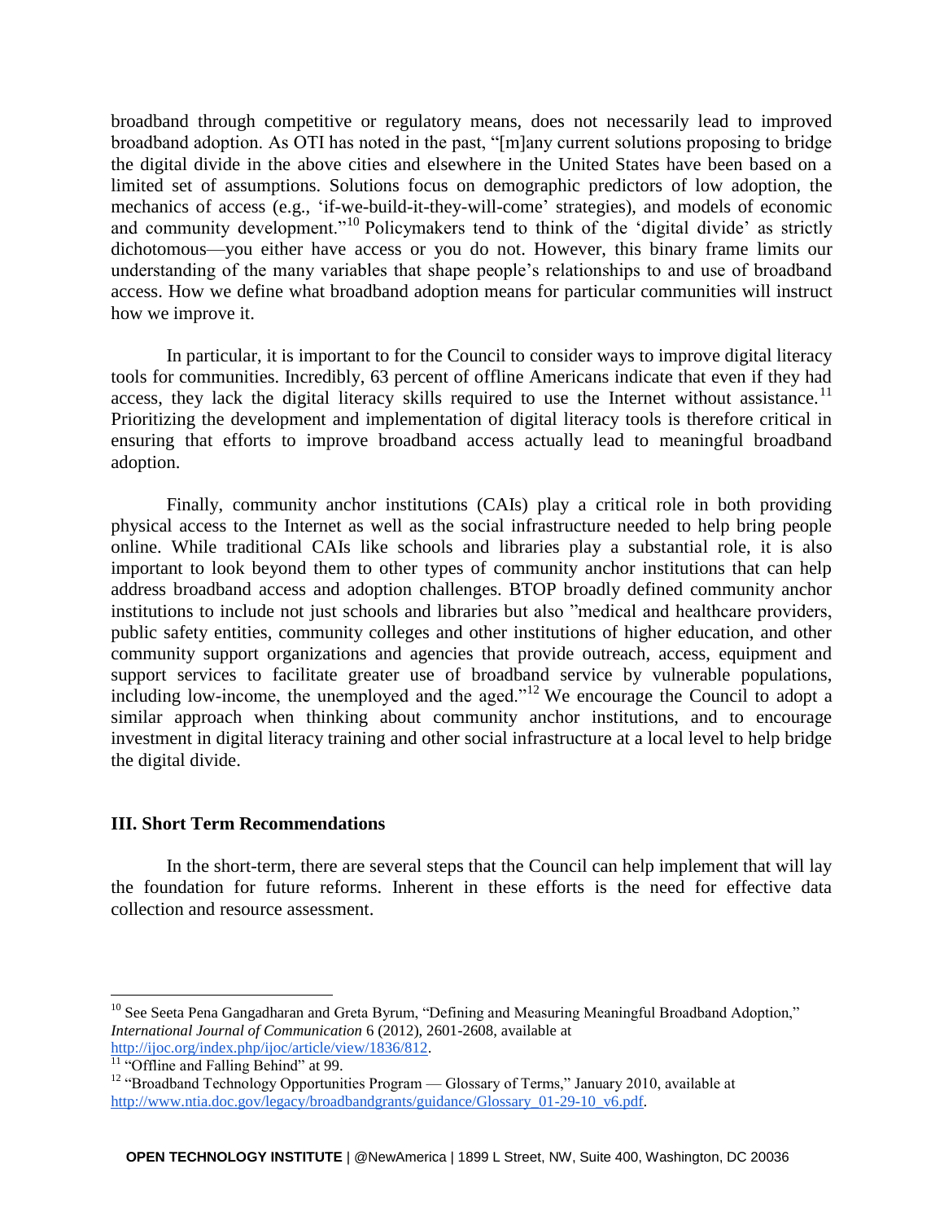broadband through competitive or regulatory means, does not necessarily lead to improved broadband adoption. As OTI has noted in the past, "[m]any current solutions proposing to bridge the digital divide in the above cities and elsewhere in the United States have been based on a limited set of assumptions. Solutions focus on demographic predictors of low adoption, the mechanics of access (e.g., 'if-we-build-it-they-will-come' strategies), and models of economic and community development."[10] Policymakers tend to think of the 'digital divide' as strictly dichotomous—you either have access or you do not. However, this binary frame limits our understanding of the many variables that shape people's relationships to and use of broadband access. How we define what broadband adoption means for particular communities will instruct how we improve it.

In particular, it is important to for the Council to consider ways to improve digital literacy tools for communities. Incredibly, 63 percent of offline Americans indicate that even if they had access, they lack the digital literacy skills required to use the Internet without assistance.[11] Prioritizing the development and implementation of digital literacy tools is therefore critical in ensuring that efforts to improve broadband access actually lead to meaningful broadband adoption.

Finally, community anchor institutions (CAIs) play a critical role in both providing physical access to the Internet as well as the social infrastructure needed to help bring people online. While traditional CAIs like schools and libraries play a substantial role, it is also important to look beyond them to other types of community anchor institutions that can help address broadband access and adoption challenges. BTOP broadly defined community anchor institutions to include not just schools and libraries but also "medical and healthcare providers, public safety entities, community colleges and other institutions of higher education, and other community support organizations and agencies that provide outreach, access, equipment and support services to facilitate greater use of broadband service by vulnerable populations, including low-income, the unemployed and the aged."[12] We encourage the Council to adopt a similar approach when thinking about community anchor institutions, and to encourage investment in digital literacy training and other social infrastructure at a local level to help bridge the digital divide.

### III. Short Term Recommendations

In the short-term, there are several steps that the Council can help implement that will lay the foundation for future reforms. Inherent in these efforts is the need for effective data collection and resource assessment.

---

[10] See Seeta Pena Gangadharan and Greta Byrum, "Defining and Measuring Meaningful Broadband Adoption," *International Journal of Communication* 6 (2012), 2601-2608, available at http://ijoc.org/index.php/ijoc/article/view/1836/812.

[11] "Offline and Falling Behind" at 99.

[12] "Broadband Technology Opportunities Program — Glossary of Terms," January 2010, available at http://www.ntia.doc.gov/legacy/broadbandgrants/guidance/Glossary_01-29-10_v6.pdf.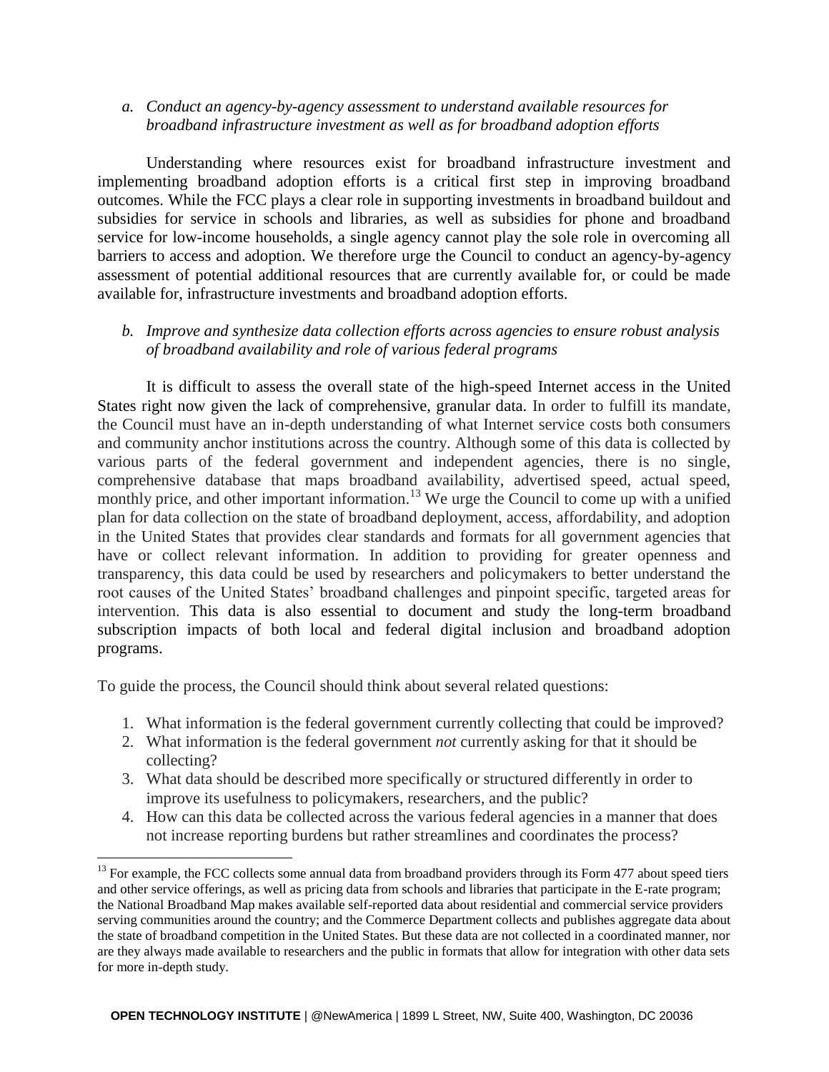*a. Conduct an agency-by-agency assessment to understand available resources for broadband infrastructure investment as well as for broadband adoption efforts*

Understanding where resources exist for broadband infrastructure investment and implementing broadband adoption efforts is a critical first step in improving broadband outcomes. While the FCC plays a clear role in supporting investments in broadband buildout and subsidies for service in schools and libraries, as well as subsidies for phone and broadband service for low-income households, a single agency cannot play the sole role in overcoming all barriers to access and adoption. We therefore urge the Council to conduct an agency-by-agency assessment of potential additional resources that are currently available for, or could be made available for, infrastructure investments and broadband adoption efforts.

*b. Improve and synthesize data collection efforts across agencies to ensure robust analysis of broadband availability and role of various federal programs*

It is difficult to assess the overall state of the high-speed Internet access in the United States right now given the lack of comprehensive, granular data. In order to fulfill its mandate, the Council must have an in-depth understanding of what Internet service costs both consumers and community anchor institutions across the country. Although some of this data is collected by various parts of the federal government and independent agencies, there is no single, comprehensive database that maps broadband availability, advertised speed, actual speed, monthly price, and other important information.[13] We urge the Council to come up with a unified plan for data collection on the state of broadband deployment, access, affordability, and adoption in the United States that provides clear standards and formats for all government agencies that have or collect relevant information. In addition to providing for greater openness and transparency, this data could be used by researchers and policymakers to better understand the root causes of the United States' broadband challenges and pinpoint specific, targeted areas for intervention. This data is also essential to document and study the long-term broadband subscription impacts of both local and federal digital inclusion and broadband adoption programs.

To guide the process, the Council should think about several related questions:

1. What information is the federal government currently collecting that could be improved?
2. What information is the federal government *not* currently asking for that it should be collecting?
3. What data should be described more specifically or structured differently in order to improve its usefulness to policymakers, researchers, and the public?
4. How can this data be collected across the various federal agencies in a manner that does not increase reporting burdens but rather streamlines and coordinates the process?

[13] For example, the FCC collects some annual data from broadband providers through its Form 477 about speed tiers and other service offerings, as well as pricing data from schools and libraries that participate in the E-rate program; the National Broadband Map makes available self-reported data about residential and commercial service providers serving communities around the country; and the Commerce Department collects and publishes aggregate data about the state of broadband competition in the United States. But these data are not collected in a coordinated manner, nor are they always made available to researchers and the public in formats that allow for integration with other data sets for more in-depth study.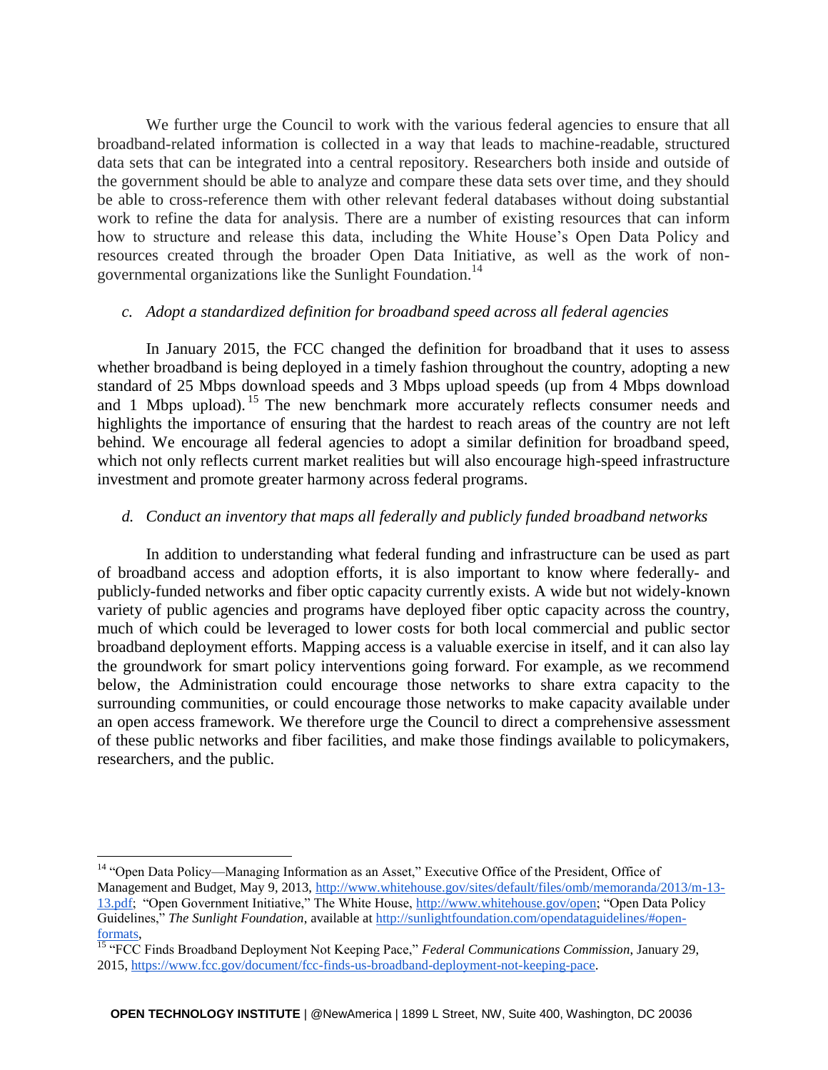We further urge the Council to work with the various federal agencies to ensure that all broadband-related information is collected in a way that leads to machine-readable, structured data sets that can be integrated into a central repository. Researchers both inside and outside of the government should be able to analyze and compare these data sets over time, and they should be able to cross-reference them with other relevant federal databases without doing substantial work to refine the data for analysis. There are a number of existing resources that can inform how to structure and release this data, including the White House's Open Data Policy and resources created through the broader Open Data Initiative, as well as the work of non-governmental organizations like the Sunlight Foundation.[14]

*c. Adopt a standardized definition for broadband speed across all federal agencies*

In January 2015, the FCC changed the definition for broadband that it uses to assess whether broadband is being deployed in a timely fashion throughout the country, adopting a new standard of 25 Mbps download speeds and 3 Mbps upload speeds (up from 4 Mbps download and 1 Mbps upload).[15] The new benchmark more accurately reflects consumer needs and highlights the importance of ensuring that the hardest to reach areas of the country are not left behind. We encourage all federal agencies to adopt a similar definition for broadband speed, which not only reflects current market realities but will also encourage high-speed infrastructure investment and promote greater harmony across federal programs.

*d. Conduct an inventory that maps all federally and publicly funded broadband networks*

In addition to understanding what federal funding and infrastructure can be used as part of broadband access and adoption efforts, it is also important to know where federally- and publicly-funded networks and fiber optic capacity currently exists. A wide but not widely-known variety of public agencies and programs have deployed fiber optic capacity across the country, much of which could be leveraged to lower costs for both local commercial and public sector broadband deployment efforts. Mapping access is a valuable exercise in itself, and it can also lay the groundwork for smart policy interventions going forward. For example, as we recommend below, the Administration could encourage those networks to share extra capacity to the surrounding communities, or could encourage those networks to make capacity available under an open access framework. We therefore urge the Council to direct a comprehensive assessment of these public networks and fiber facilities, and make those findings available to policymakers, researchers, and the public.

---

[14] "Open Data Policy—Managing Information as an Asset," Executive Office of the President, Office of Management and Budget, May 9, 2013, http://www.whitehouse.gov/sites/default/files/omb/memoranda/2013/m-13-13.pdf; "Open Government Initiative," The White House, http://www.whitehouse.gov/open; "Open Data Policy Guidelines," *The Sunlight Foundation,* available at http://sunlightfoundation.com/opendataguidelines/#open-formats,

[15] "FCC Finds Broadband Deployment Not Keeping Pace," *Federal Communications Commission,* January 29, 2015, https://www.fcc.gov/document/fcc-finds-us-broadband-deployment-not-keeping-pace.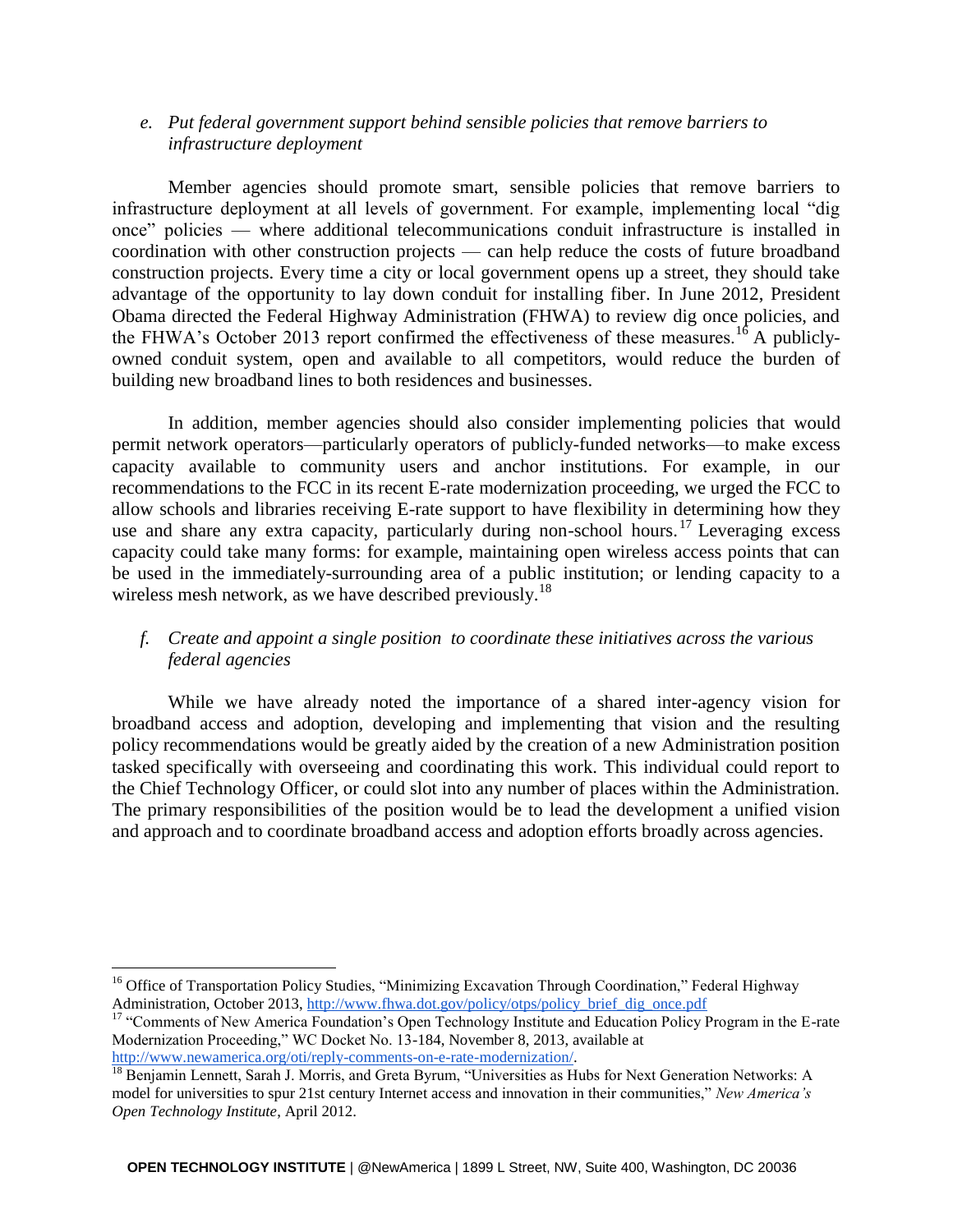*e. Put federal government support behind sensible policies that remove barriers to infrastructure deployment*

Member agencies should promote smart, sensible policies that remove barriers to infrastructure deployment at all levels of government. For example, implementing local "dig once" policies — where additional telecommunications conduit infrastructure is installed in coordination with other construction projects — can help reduce the costs of future broadband construction projects. Every time a city or local government opens up a street, they should take advantage of the opportunity to lay down conduit for installing fiber. In June 2012, President Obama directed the Federal Highway Administration (FHWA) to review dig once policies, and the FHWA's October 2013 report confirmed the effectiveness of these measures.[16] A publicly-owned conduit system, open and available to all competitors, would reduce the burden of building new broadband lines to both residences and businesses.

In addition, member agencies should also consider implementing policies that would permit network operators—particularly operators of publicly-funded networks—to make excess capacity available to community users and anchor institutions. For example, in our recommendations to the FCC in its recent E-rate modernization proceeding, we urged the FCC to allow schools and libraries receiving E-rate support to have flexibility in determining how they use and share any extra capacity, particularly during non-school hours.[17] Leveraging excess capacity could take many forms: for example, maintaining open wireless access points that can be used in the immediately-surrounding area of a public institution; or lending capacity to a wireless mesh network, as we have described previously.[18]

*f. Create and appoint a single position to coordinate these initiatives across the various federal agencies*

While we have already noted the importance of a shared inter-agency vision for broadband access and adoption, developing and implementing that vision and the resulting policy recommendations would be greatly aided by the creation of a new Administration position tasked specifically with overseeing and coordinating this work. This individual could report to the Chief Technology Officer, or could slot into any number of places within the Administration. The primary responsibilities of the position would be to lead the development a unified vision and approach and to coordinate broadband access and adoption efforts broadly across agencies.

---

[16] Office of Transportation Policy Studies, "Minimizing Excavation Through Coordination," Federal Highway Administration, October 2013, http://www.fhwa.dot.gov/policy/otps/policy_brief_dig_once.pdf

[17] "Comments of New America Foundation's Open Technology Institute and Education Policy Program in the E-rate Modernization Proceeding," WC Docket No. 13-184, November 8, 2013, available at http://www.newamerica.org/oti/reply-comments-on-e-rate-modernization/.

[18] Benjamin Lennett, Sarah J. Morris, and Greta Byrum, "Universities as Hubs for Next Generation Networks: A model for universities to spur 21st century Internet access and innovation in their communities," *New America's Open Technology Institute*, April 2012.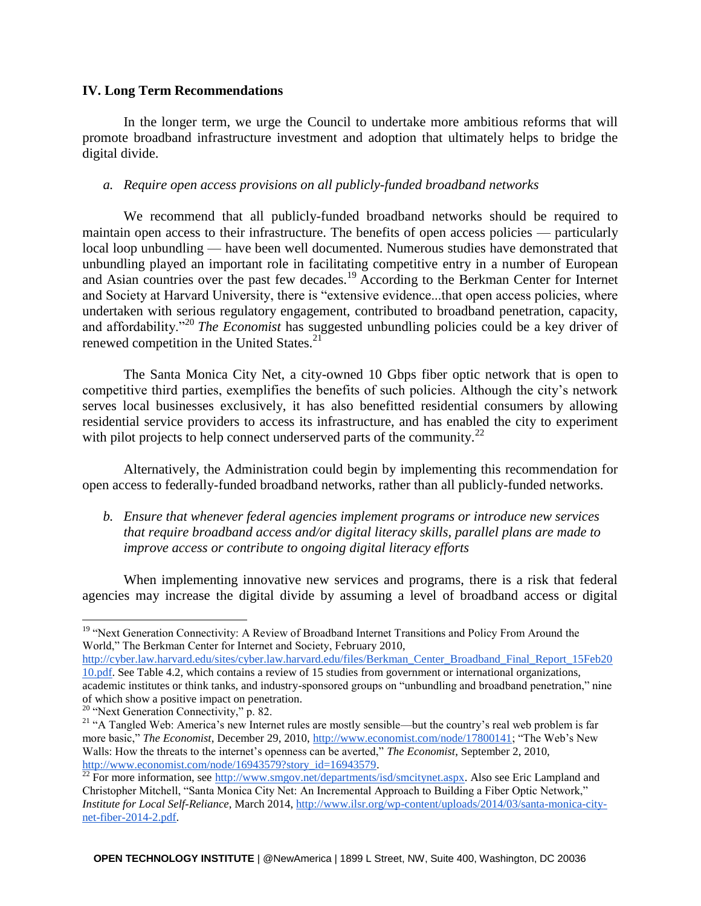## IV. Long Term Recommendations

In the longer term, we urge the Council to undertake more ambitious reforms that will promote broadband infrastructure investment and adoption that ultimately helps to bridge the digital divide.

### *a. Require open access provisions on all publicly-funded broadband networks*

We recommend that all publicly-funded broadband networks should be required to maintain open access to their infrastructure. The benefits of open access policies — particularly local loop unbundling — have been well documented. Numerous studies have demonstrated that unbundling played an important role in facilitating competitive entry in a number of European and Asian countries over the past few decades.[19] According to the Berkman Center for Internet and Society at Harvard University, there is "extensive evidence...that open access policies, where undertaken with serious regulatory engagement, contributed to broadband penetration, capacity, and affordability."[20] *The Economist* has suggested unbundling policies could be a key driver of renewed competition in the United States.[21]

The Santa Monica City Net, a city-owned 10 Gbps fiber optic network that is open to competitive third parties, exemplifies the benefits of such policies. Although the city's network serves local businesses exclusively, it has also benefitted residential consumers by allowing residential service providers to access its infrastructure, and has enabled the city to experiment with pilot projects to help connect underserved parts of the community.[22]

Alternatively, the Administration could begin by implementing this recommendation for open access to federally-funded broadband networks, rather than all publicly-funded networks.

### *b. Ensure that whenever federal agencies implement programs or introduce new services that require broadband access and/or digital literacy skills, parallel plans are made to improve access or contribute to ongoing digital literacy efforts*

When implementing innovative new services and programs, there is a risk that federal agencies may increase the digital divide by assuming a level of broadband access or digital

---

[19] "Next Generation Connectivity: A Review of Broadband Internet Transitions and Policy From Around the World," The Berkman Center for Internet and Society, February 2010, http://cyber.law.harvard.edu/sites/cyber.law.harvard.edu/files/Berkman_Center_Broadband_Final_Report_15Feb2010.pdf. See Table 4.2, which contains a review of 15 studies from government or international organizations, academic institutes or think tanks, and industry-sponsored groups on "unbundling and broadband penetration," nine of which show a positive impact on penetration.

[20] "Next Generation Connectivity," p. 82.

[21] "A Tangled Web: America's new Internet rules are mostly sensible—but the country's real web problem is far more basic," *The Economist*, December 29, 2010, http://www.economist.com/node/17800141; "The Web's New Walls: How the threats to the internet's openness can be averted," *The Economist*, September 2, 2010, http://www.economist.com/node/16943579?story_id=16943579.

[22] For more information, see http://www.smgov.net/departments/isd/smcitynet.aspx. Also see Eric Lampland and Christopher Mitchell, "Santa Monica City Net: An Incremental Approach to Building a Fiber Optic Network," *Institute for Local Self-Reliance*, March 2014, http://www.ilsr.org/wp-content/uploads/2014/03/santa-monica-city-net-fiber-2014-2.pdf.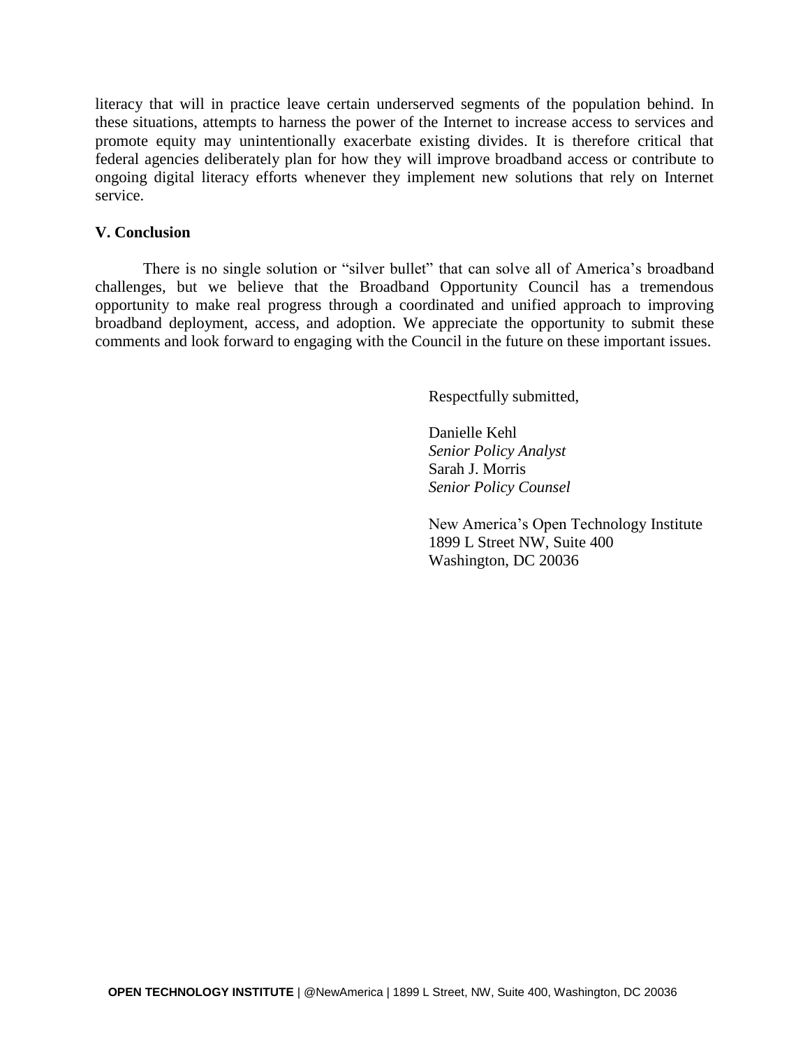literacy that will in practice leave certain underserved segments of the population behind. In these situations, attempts to harness the power of the Internet to increase access to services and promote equity may unintentionally exacerbate existing divides. It is therefore critical that federal agencies deliberately plan for how they will improve broadband access or contribute to ongoing digital literacy efforts whenever they implement new solutions that rely on Internet service.

**V. Conclusion**

There is no single solution or "silver bullet" that can solve all of America's broadband challenges, but we believe that the Broadband Opportunity Council has a tremendous opportunity to make real progress through a coordinated and unified approach to improving broadband deployment, access, and adoption. We appreciate the opportunity to submit these comments and look forward to engaging with the Council in the future on these important issues.

Respectfully submitted,

Danielle Kehl
*Senior Policy Analyst*
Sarah J. Morris
*Senior Policy Counsel*

New America's Open Technology Institute
1899 L Street NW, Suite 400
Washington, DC 20036